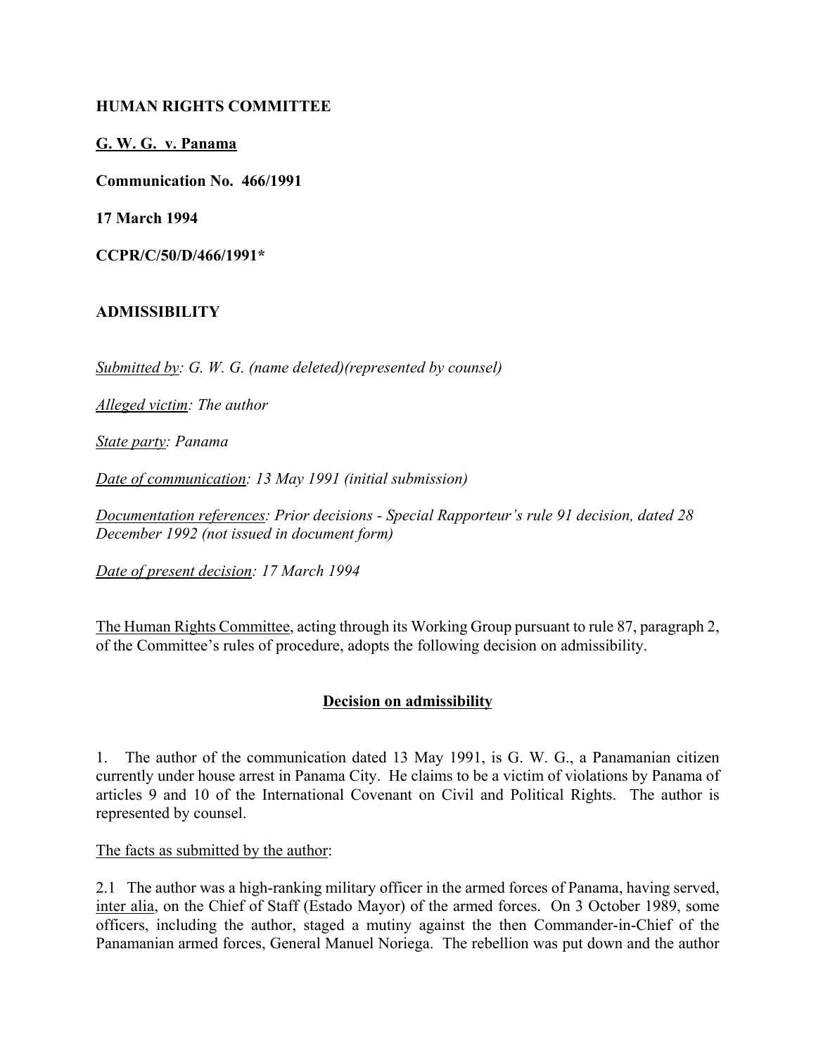**HUMAN RIGHTS COMMITTEE**

**G. W. G. v. Panama**

**Communication No. 466/1991**

**17 March 1994**

**CCPR/C/50/D/466/1991***

**ADMISSIBILITY**

*Submitted by: G. W. G. (name deleted)(represented by counsel)*

*Alleged victim: The author*

*State party: Panama*

*Date of communication: 13 May 1991 (initial submission)*

*Documentation references: Prior decisions - Special Rapporteur's rule 91 decision, dated 28 December 1992 (not issued in document form)*

*Date of present decision: 17 March 1994*

The Human Rights Committee, acting through its Working Group pursuant to rule 87, paragraph 2, of the Committee's rules of procedure, adopts the following decision on admissibility.

**Decision on admissibility**

1. The author of the communication dated 13 May 1991, is G. W. G., a Panamanian citizen currently under house arrest in Panama City. He claims to be a victim of violations by Panama of articles 9 and 10 of the International Covenant on Civil and Political Rights. The author is represented by counsel.

The facts as submitted by the author:

2.1 The author was a high-ranking military officer in the armed forces of Panama, having served, inter alia, on the Chief of Staff (Estado Mayor) of the armed forces. On 3 October 1989, some officers, including the author, staged a mutiny against the then Commander-in-Chief of the Panamanian armed forces, General Manuel Noriega. The rebellion was put down and the author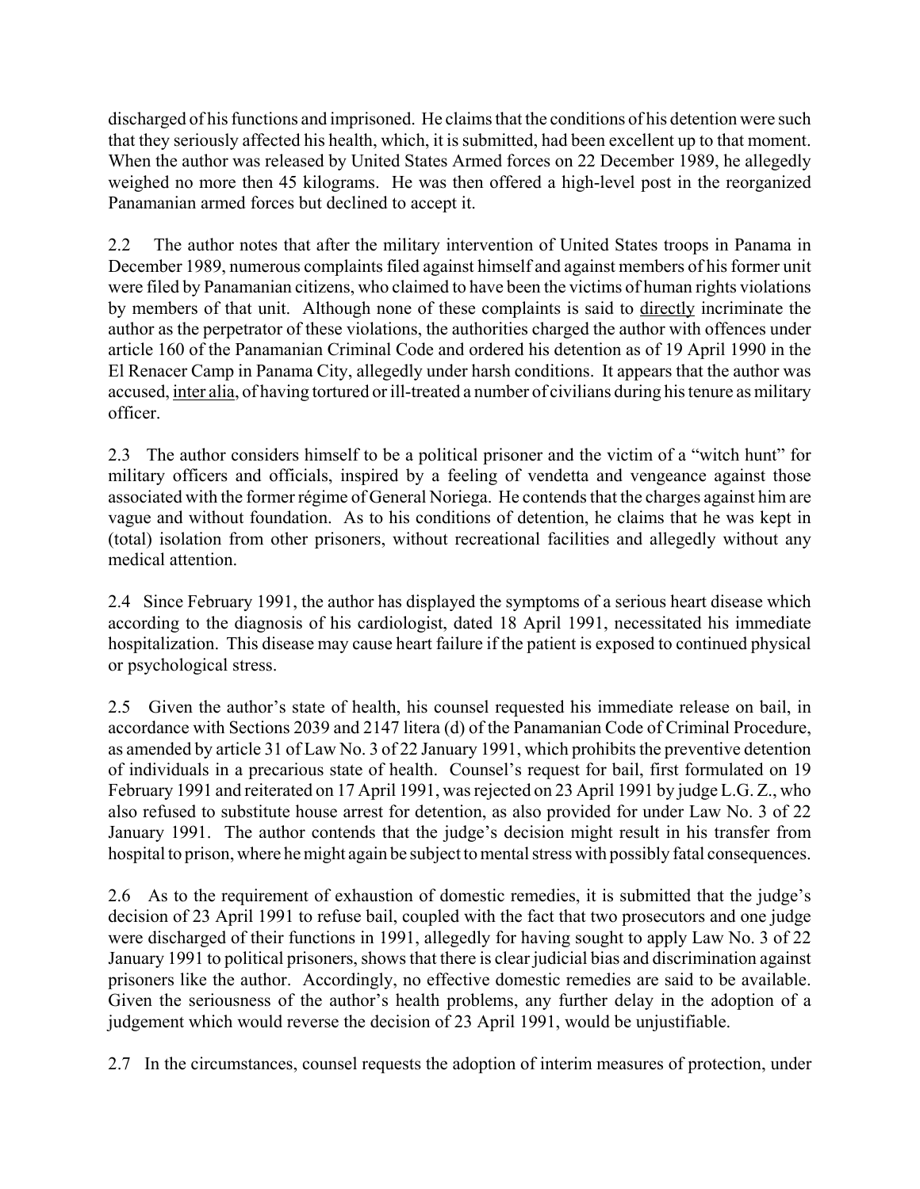discharged of his functions and imprisoned. He claims that the conditions of his detention were such that they seriously affected his health, which, it is submitted, had been excellent up to that moment. When the author was released by United States Armed forces on 22 December 1989, he allegedly weighed no more then 45 kilograms. He was then offered a high-level post in the reorganized Panamanian armed forces but declined to accept it.

2.2 The author notes that after the military intervention of United States troops in Panama in December 1989, numerous complaints filed against himself and against members of his former unit were filed by Panamanian citizens, who claimed to have been the victims of human rights violations by members of that unit. Although none of these complaints is said to directly incriminate the author as the perpetrator of these violations, the authorities charged the author with offences under article 160 of the Panamanian Criminal Code and ordered his detention as of 19 April 1990 in the El Renacer Camp in Panama City, allegedly under harsh conditions. It appears that the author was accused, inter alia, of having tortured or ill-treated a number of civilians during his tenure as military officer.

2.3 The author considers himself to be a political prisoner and the victim of a "witch hunt" for military officers and officials, inspired by a feeling of vendetta and vengeance against those associated with the former régime of General Noriega. He contends that the charges against him are vague and without foundation. As to his conditions of detention, he claims that he was kept in (total) isolation from other prisoners, without recreational facilities and allegedly without any medical attention.

2.4 Since February 1991, the author has displayed the symptoms of a serious heart disease which according to the diagnosis of his cardiologist, dated 18 April 1991, necessitated his immediate hospitalization. This disease may cause heart failure if the patient is exposed to continued physical or psychological stress.

2.5 Given the author's state of health, his counsel requested his immediate release on bail, in accordance with Sections 2039 and 2147 litera (d) of the Panamanian Code of Criminal Procedure, as amended by article 31 of Law No. 3 of 22 January 1991, which prohibits the preventive detention of individuals in a precarious state of health. Counsel's request for bail, first formulated on 19 February 1991 and reiterated on 17 April 1991, was rejected on 23 April 1991 by judge L.G. Z., who also refused to substitute house arrest for detention, as also provided for under Law No. 3 of 22 January 1991. The author contends that the judge's decision might result in his transfer from hospital to prison, where he might again be subject to mental stress with possibly fatal consequences.

2.6 As to the requirement of exhaustion of domestic remedies, it is submitted that the judge's decision of 23 April 1991 to refuse bail, coupled with the fact that two prosecutors and one judge were discharged of their functions in 1991, allegedly for having sought to apply Law No. 3 of 22 January 1991 to political prisoners, shows that there is clear judicial bias and discrimination against prisoners like the author. Accordingly, no effective domestic remedies are said to be available. Given the seriousness of the author's health problems, any further delay in the adoption of a judgement which would reverse the decision of 23 April 1991, would be unjustifiable.

2.7 In the circumstances, counsel requests the adoption of interim measures of protection, under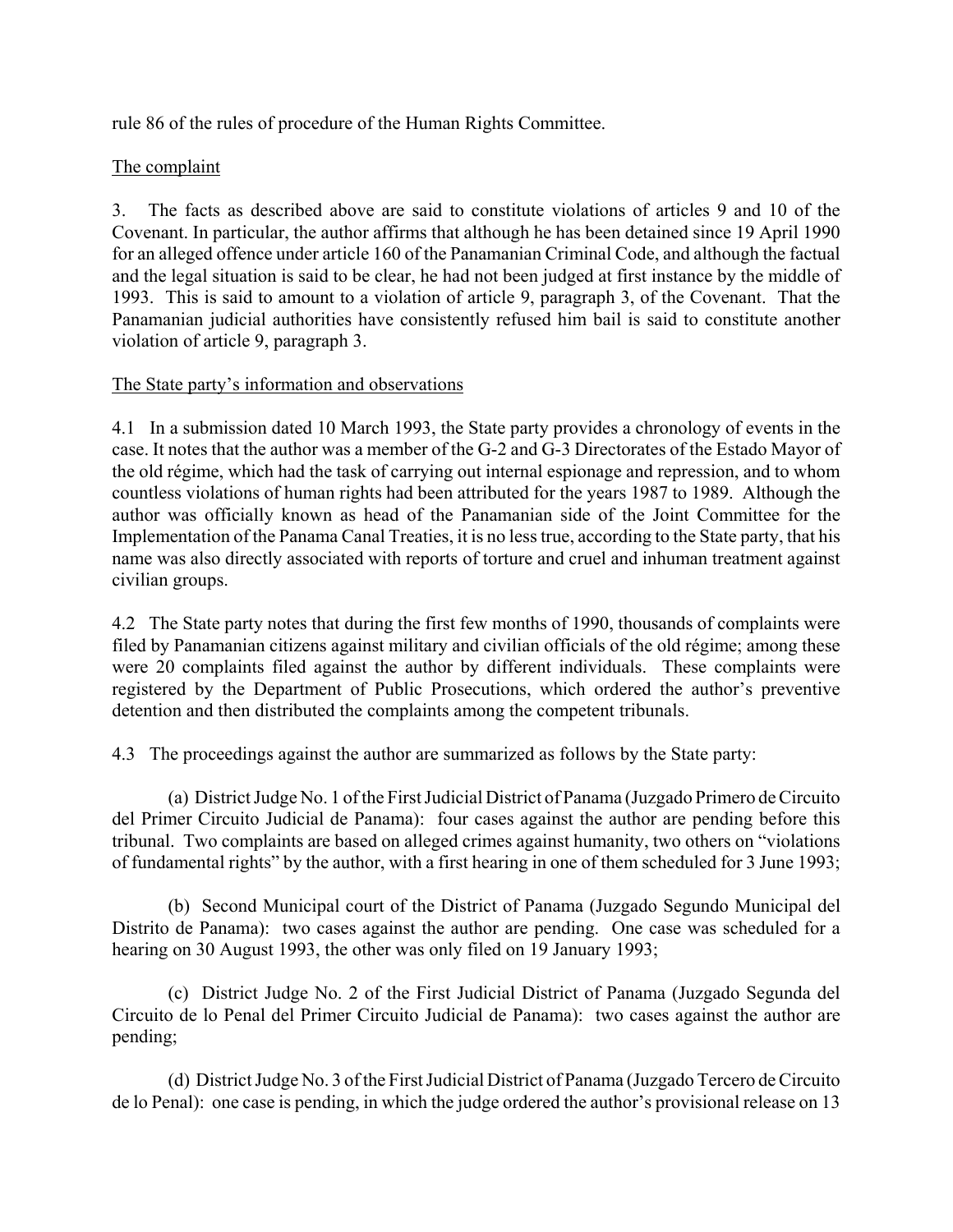rule 86 of the rules of procedure of the Human Rights Committee.

## The complaint

3. The facts as described above are said to constitute violations of articles 9 and 10 of the Covenant. In particular, the author affirms that although he has been detained since 19 April 1990 for an alleged offence under article 160 of the Panamanian Criminal Code, and although the factual and the legal situation is said to be clear, he had not been judged at first instance by the middle of 1993. This is said to amount to a violation of article 9, paragraph 3, of the Covenant. That the Panamanian judicial authorities have consistently refused him bail is said to constitute another violation of article 9, paragraph 3.

## The State party's information and observations

4.1 In a submission dated 10 March 1993, the State party provides a chronology of events in the case. It notes that the author was a member of the G-2 and G-3 Directorates of the Estado Mayor of the old régime, which had the task of carrying out internal espionage and repression, and to whom countless violations of human rights had been attributed for the years 1987 to 1989. Although the author was officially known as head of the Panamanian side of the Joint Committee for the Implementation of the Panama Canal Treaties, it is no less true, according to the State party, that his name was also directly associated with reports of torture and cruel and inhuman treatment against civilian groups.

4.2 The State party notes that during the first few months of 1990, thousands of complaints were filed by Panamanian citizens against military and civilian officials of the old régime; among these were 20 complaints filed against the author by different individuals. These complaints were registered by the Department of Public Prosecutions, which ordered the author's preventive detention and then distributed the complaints among the competent tribunals.

4.3 The proceedings against the author are summarized as follows by the State party:

(a) District Judge No. 1 of the First Judicial District of Panama (Juzgado Primero de Circuito del Primer Circuito Judicial de Panama): four cases against the author are pending before this tribunal. Two complaints are based on alleged crimes against humanity, two others on "violations of fundamental rights" by the author, with a first hearing in one of them scheduled for 3 June 1993;

(b) Second Municipal court of the District of Panama (Juzgado Segundo Municipal del Distrito de Panama): two cases against the author are pending. One case was scheduled for a hearing on 30 August 1993, the other was only filed on 19 January 1993;

(c) District Judge No. 2 of the First Judicial District of Panama (Juzgado Segunda del Circuito de lo Penal del Primer Circuito Judicial de Panama): two cases against the author are pending;

(d) District Judge No. 3 of the First Judicial District of Panama (Juzgado Tercero de Circuito de lo Penal): one case is pending, in which the judge ordered the author's provisional release on 13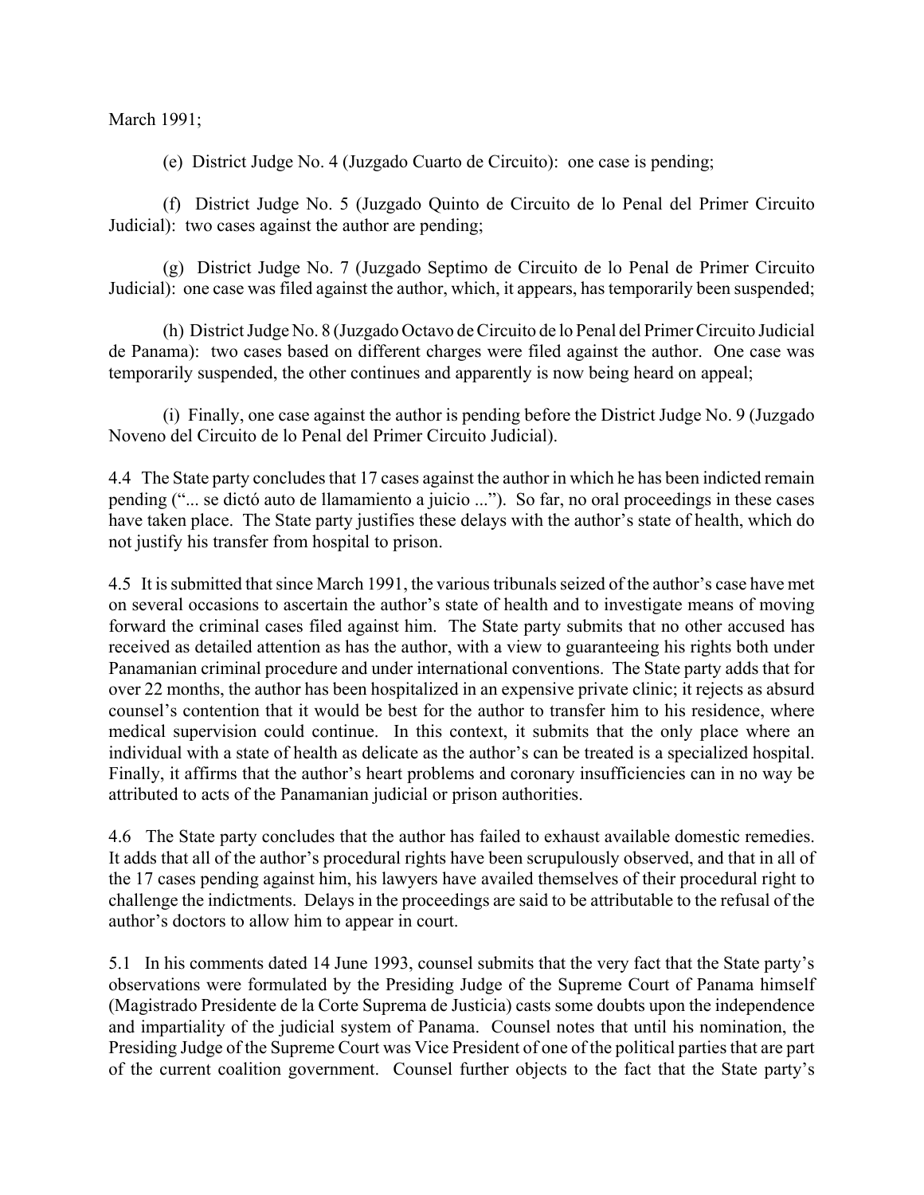March 1991;

(e) District Judge No. 4 (Juzgado Cuarto de Circuito): one case is pending;

(f) District Judge No. 5 (Juzgado Quinto de Circuito de lo Penal del Primer Circuito Judicial): two cases against the author are pending;

(g) District Judge No. 7 (Juzgado Septimo de Circuito de lo Penal de Primer Circuito Judicial): one case was filed against the author, which, it appears, has temporarily been suspended;

(h) District Judge No. 8 (Juzgado Octavo de Circuito de lo Penal del Primer Circuito Judicial de Panama): two cases based on different charges were filed against the author. One case was temporarily suspended, the other continues and apparently is now being heard on appeal;

(i) Finally, one case against the author is pending before the District Judge No. 9 (Juzgado Noveno del Circuito de lo Penal del Primer Circuito Judicial).

4.4 The State party concludes that 17 cases against the author in which he has been indicted remain pending ("... se dictó auto de llamamiento a juicio ..."). So far, no oral proceedings in these cases have taken place. The State party justifies these delays with the author's state of health, which do not justify his transfer from hospital to prison.

4.5 It is submitted that since March 1991, the various tribunals seized of the author's case have met on several occasions to ascertain the author's state of health and to investigate means of moving forward the criminal cases filed against him. The State party submits that no other accused has received as detailed attention as has the author, with a view to guaranteeing his rights both under Panamanian criminal procedure and under international conventions. The State party adds that for over 22 months, the author has been hospitalized in an expensive private clinic; it rejects as absurd counsel's contention that it would be best for the author to transfer him to his residence, where medical supervision could continue. In this context, it submits that the only place where an individual with a state of health as delicate as the author's can be treated is a specialized hospital. Finally, it affirms that the author's heart problems and coronary insufficiencies can in no way be attributed to acts of the Panamanian judicial or prison authorities.

4.6 The State party concludes that the author has failed to exhaust available domestic remedies. It adds that all of the author's procedural rights have been scrupulously observed, and that in all of the 17 cases pending against him, his lawyers have availed themselves of their procedural right to challenge the indictments. Delays in the proceedings are said to be attributable to the refusal of the author's doctors to allow him to appear in court.

5.1 In his comments dated 14 June 1993, counsel submits that the very fact that the State party's observations were formulated by the Presiding Judge of the Supreme Court of Panama himself (Magistrado Presidente de la Corte Suprema de Justicia) casts some doubts upon the independence and impartiality of the judicial system of Panama. Counsel notes that until his nomination, the Presiding Judge of the Supreme Court was Vice President of one of the political parties that are part of the current coalition government. Counsel further objects to the fact that the State party's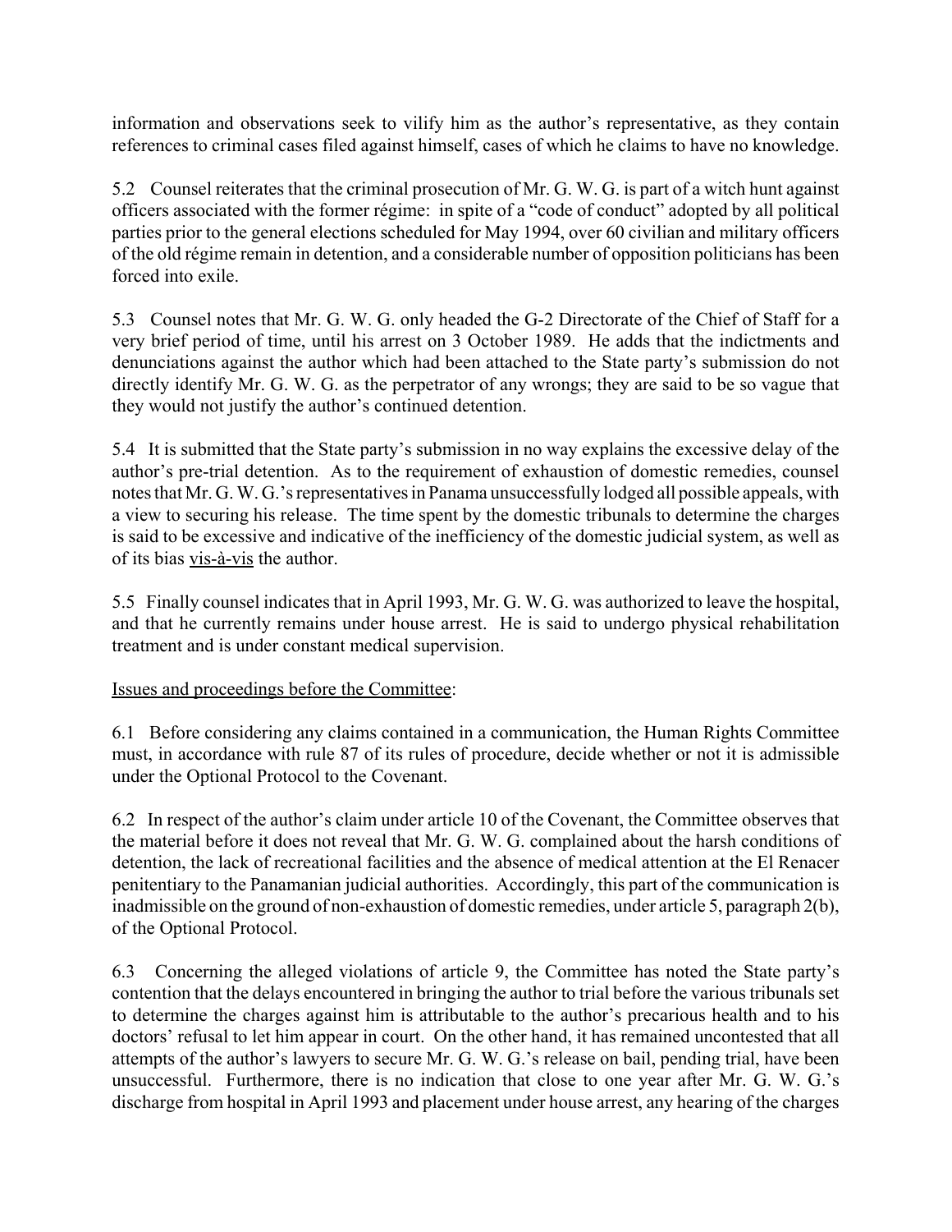information and observations seek to vilify him as the author's representative, as they contain references to criminal cases filed against himself, cases of which he claims to have no knowledge.

5.2 Counsel reiterates that the criminal prosecution of Mr. G. W. G. is part of a witch hunt against officers associated with the former régime: in spite of a "code of conduct" adopted by all political parties prior to the general elections scheduled for May 1994, over 60 civilian and military officers of the old régime remain in detention, and a considerable number of opposition politicians has been forced into exile.

5.3 Counsel notes that Mr. G. W. G. only headed the G-2 Directorate of the Chief of Staff for a very brief period of time, until his arrest on 3 October 1989. He adds that the indictments and denunciations against the author which had been attached to the State party's submission do not directly identify Mr. G. W. G. as the perpetrator of any wrongs; they are said to be so vague that they would not justify the author's continued detention.

5.4 It is submitted that the State party's submission in no way explains the excessive delay of the author's pre-trial detention. As to the requirement of exhaustion of domestic remedies, counsel notes that Mr. G. W. G.'s representatives in Panama unsuccessfully lodged all possible appeals, with a view to securing his release. The time spent by the domestic tribunals to determine the charges is said to be excessive and indicative of the inefficiency of the domestic judicial system, as well as of its bias vis-à-vis the author.

5.5 Finally counsel indicates that in April 1993, Mr. G. W. G. was authorized to leave the hospital, and that he currently remains under house arrest. He is said to undergo physical rehabilitation treatment and is under constant medical supervision.

Issues and proceedings before the Committee:

6.1 Before considering any claims contained in a communication, the Human Rights Committee must, in accordance with rule 87 of its rules of procedure, decide whether or not it is admissible under the Optional Protocol to the Covenant.

6.2 In respect of the author's claim under article 10 of the Covenant, the Committee observes that the material before it does not reveal that Mr. G. W. G. complained about the harsh conditions of detention, the lack of recreational facilities and the absence of medical attention at the El Renacer penitentiary to the Panamanian judicial authorities. Accordingly, this part of the communication is inadmissible on the ground of non-exhaustion of domestic remedies, under article 5, paragraph 2(b), of the Optional Protocol.

6.3 Concerning the alleged violations of article 9, the Committee has noted the State party's contention that the delays encountered in bringing the author to trial before the various tribunals set to determine the charges against him is attributable to the author's precarious health and to his doctors' refusal to let him appear in court. On the other hand, it has remained uncontested that all attempts of the author's lawyers to secure Mr. G. W. G.'s release on bail, pending trial, have been unsuccessful. Furthermore, there is no indication that close to one year after Mr. G. W. G.'s discharge from hospital in April 1993 and placement under house arrest, any hearing of the charges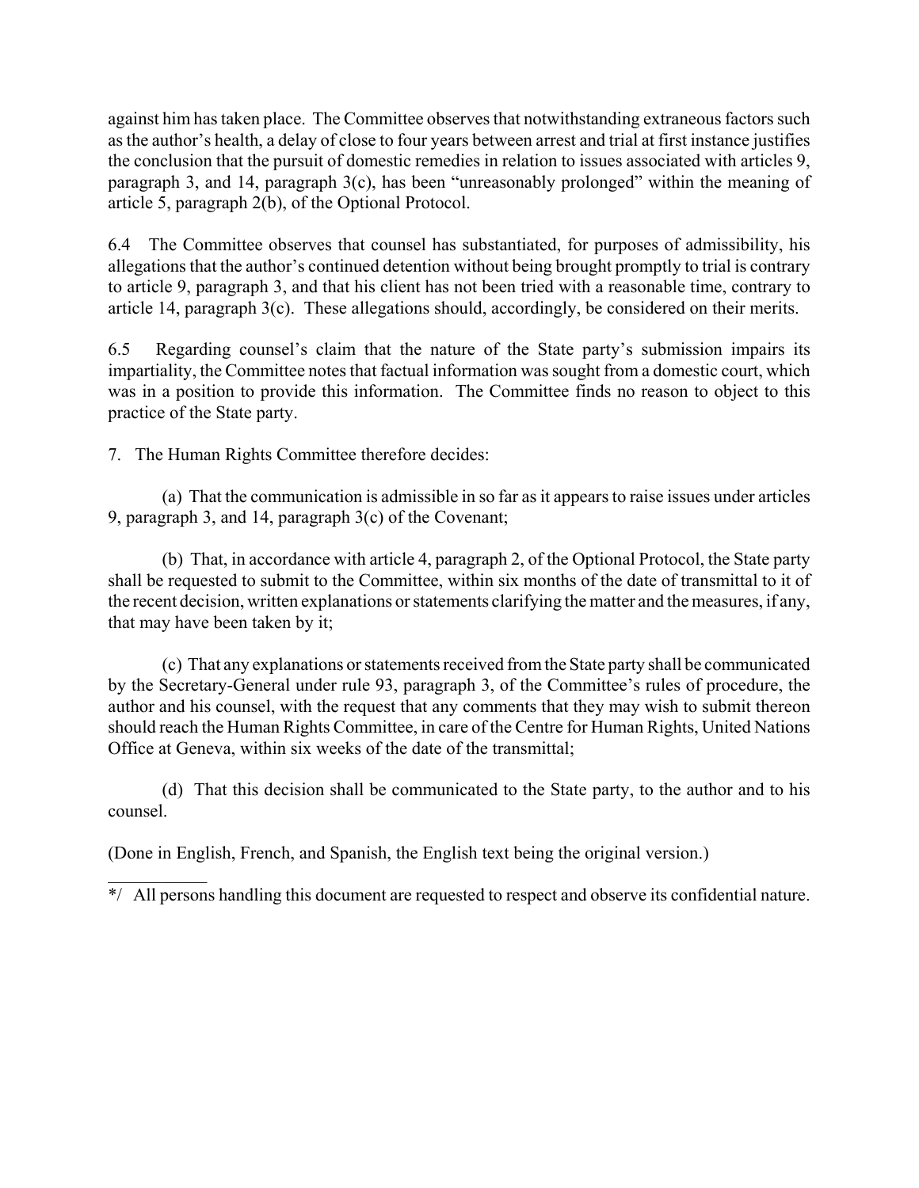against him has taken place. The Committee observes that notwithstanding extraneous factors such as the author's health, a delay of close to four years between arrest and trial at first instance justifies the conclusion that the pursuit of domestic remedies in relation to issues associated with articles 9, paragraph 3, and 14, paragraph 3(c), has been "unreasonably prolonged" within the meaning of article 5, paragraph 2(b), of the Optional Protocol.

6.4 The Committee observes that counsel has substantiated, for purposes of admissibility, his allegations that the author's continued detention without being brought promptly to trial is contrary to article 9, paragraph 3, and that his client has not been tried with a reasonable time, contrary to article 14, paragraph 3(c). These allegations should, accordingly, be considered on their merits.

6.5 Regarding counsel's claim that the nature of the State party's submission impairs its impartiality, the Committee notes that factual information was sought from a domestic court, which was in a position to provide this information. The Committee finds no reason to object to this practice of the State party.

7. The Human Rights Committee therefore decides:

(a) That the communication is admissible in so far as it appears to raise issues under articles 9, paragraph 3, and 14, paragraph 3(c) of the Covenant;

(b) That, in accordance with article 4, paragraph 2, of the Optional Protocol, the State party shall be requested to submit to the Committee, within six months of the date of transmittal to it of the recent decision, written explanations or statements clarifying the matter and the measures, if any, that may have been taken by it;

(c) That any explanations or statements received from the State party shall be communicated by the Secretary-General under rule 93, paragraph 3, of the Committee's rules of procedure, the author and his counsel, with the request that any comments that they may wish to submit thereon should reach the Human Rights Committee, in care of the Centre for Human Rights, United Nations Office at Geneva, within six weeks of the date of the transmittal;

(d) That this decision shall be communicated to the State party, to the author and to his counsel.

(Done in English, French, and Spanish, the English text being the original version.)

---

*/ All persons handling this document are requested to respect and observe its confidential nature.